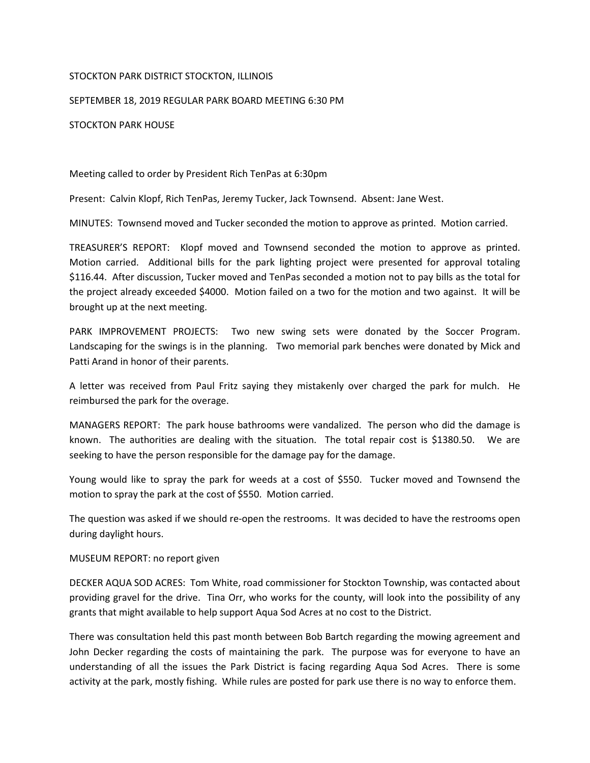STOCKTON PARK DISTRICT STOCKTON, ILLINOIS

SEPTEMBER 18, 2019 REGULAR PARK BOARD MEETING 6:30 PM

STOCKTON PARK HOUSE

Meeting called to order by President Rich TenPas at 6:30pm

Present: Calvin Klopf, Rich TenPas, Jeremy Tucker, Jack Townsend. Absent: Jane West.

MINUTES: Townsend moved and Tucker seconded the motion to approve as printed. Motion carried.

TREASURER'S REPORT: Klopf moved and Townsend seconded the motion to approve as printed. Motion carried. Additional bills for the park lighting project were presented for approval totaling $116.44. After discussion, Tucker moved and TenPas seconded a motion not to pay bills as the total for the project already exceeded $4000. Motion failed on a two for the motion and two against. It will be brought up at the next meeting.

PARK IMPROVEMENT PROJECTS: Two new swing sets were donated by the Soccer Program. Landscaping for the swings is in the planning. Two memorial park benches were donated by Mick and Patti Arand in honor of their parents.

A letter was received from Paul Fritz saying they mistakenly over charged the park for mulch. He reimbursed the park for the overage.

MANAGERS REPORT: The park house bathrooms were vandalized. The person who did the damage is known. The authorities are dealing with the situation. The total repair cost is $1380.50. We are seeking to have the person responsible for the damage pay for the damage.

Young would like to spray the park for weeds at a cost of $550. Tucker moved and Townsend the motion to spray the park at the cost of $550. Motion carried.

The question was asked if we should re-open the restrooms. It was decided to have the restrooms open during daylight hours.

MUSEUM REPORT: no report given

DECKER AQUA SOD ACRES: Tom White, road commissioner for Stockton Township, was contacted about providing gravel for the drive. Tina Orr, who works for the county, will look into the possibility of any grants that might available to help support Aqua Sod Acres at no cost to the District.

There was consultation held this past month between Bob Bartch regarding the mowing agreement and John Decker regarding the costs of maintaining the park. The purpose was for everyone to have an understanding of all the issues the Park District is facing regarding Aqua Sod Acres. There is some activity at the park, mostly fishing. While rules are posted for park use there is no way to enforce them.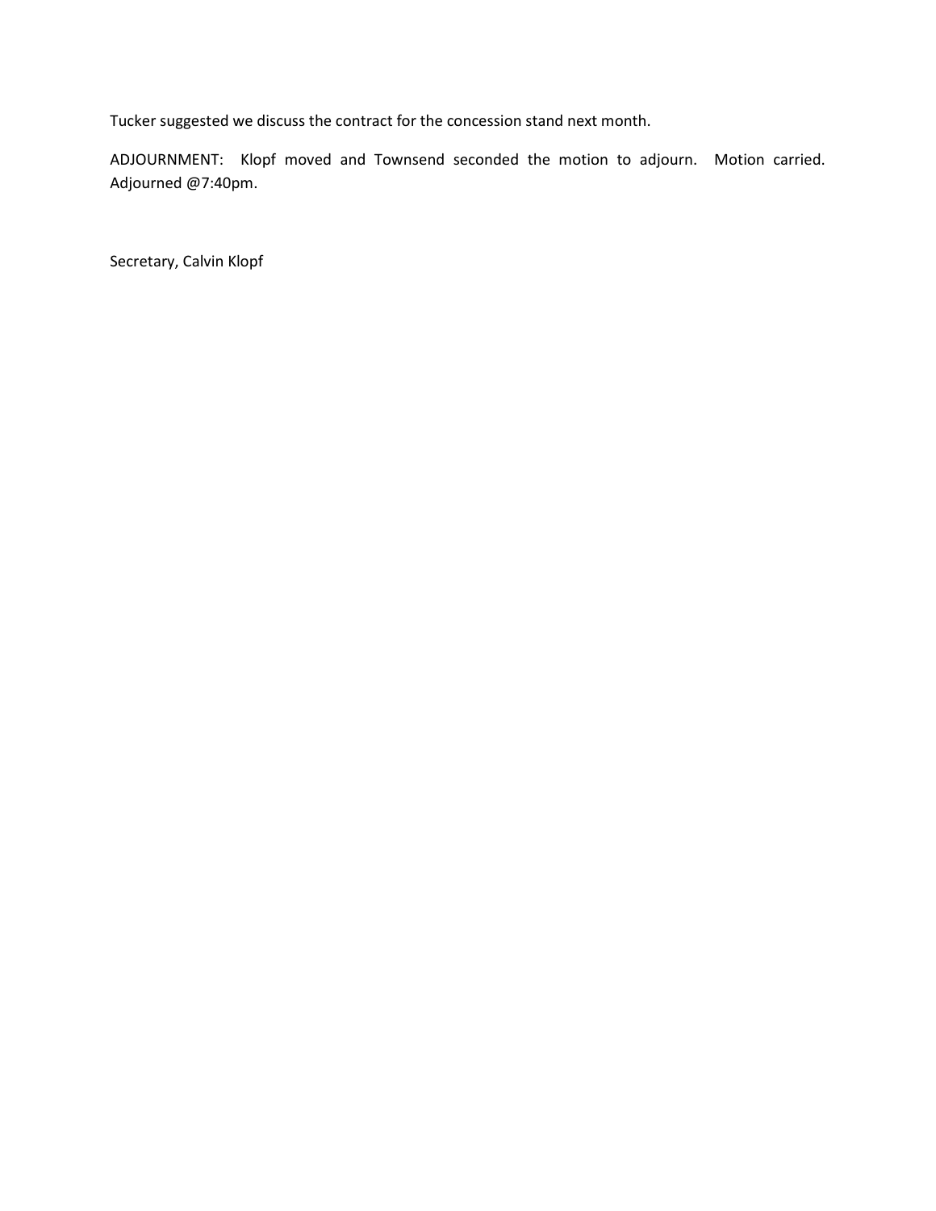Tucker suggested we discuss the contract for the concession stand next month.

ADJOURNMENT: Klopf moved and Townsend seconded the motion to adjourn. Motion carried. Adjourned @7:40pm.

Secretary, Calvin Klopf